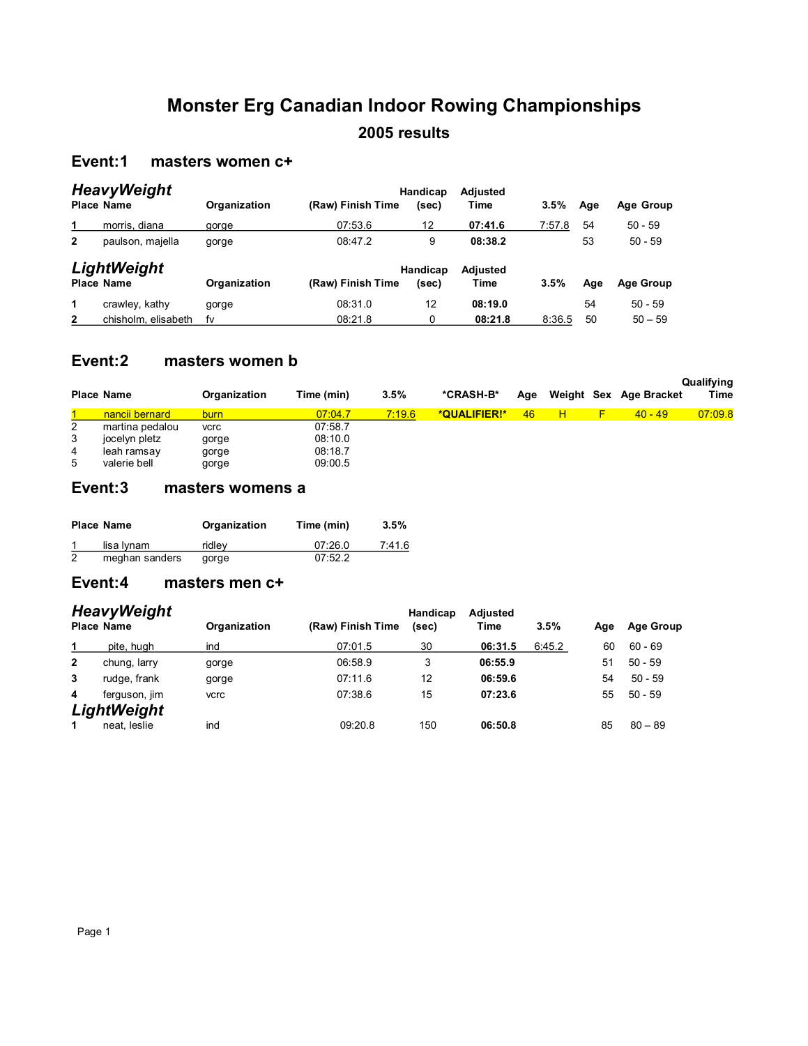# Monster Erg Canadian Indoor Rowing Championships

## 2005 results

### Event:1 masters women c+

***HeavyWeight***

| Place | Name | Organization | (Raw) Finish Time | Handicap (sec) | Adjusted Time | 3.5% | Age | Age Group |
|---|---|---|---|---|---|---|---|---|
| 1 | morris, diana | gorge | 07:53.6 | 12 | **07:41.6** | 7:57.8 | 54 | 50 - 59 |
| 2 | paulson, majella | gorge | 08:47.2 | 9 | **08:38.2** | | 53 | 50 - 59 |

***LightWeight***

| Place | Name | Organization | (Raw) Finish Time | Handicap (sec) | Adjusted Time | 3.5% | Age | Age Group |
|---|---|---|---|---|---|---|---|---|
| 1 | crawley, kathy | gorge | 08:31.0 | 12 | **08:19.0** | | 54 | 50 - 59 |
| 2 | chisholm, elisabeth | fv | 08:21.8 | 0 | **08:21.8** | 8:36.5 | 50 | 50 – 59 |

### Event:2 masters women b

| Place | Name | Organization | Time (min) | 3.5% | *CRASH-B* | Age | Weight | Sex | Age Bracket | Qualifying Time |
|---|---|---|---|---|---|---|---|---|---|---|
| 1 | nancii bernard | burn | 07:04.7 | 7:19.6 | *QUALIFIER!* | 46 | H | F | 40 - 49 | 07:09.8 |
| 2 | martina pedalou | vcrc | 07:58.7 | | | | | | | |
| 3 | jocelyn pletz | gorge | 08:10.0 | | | | | | | |
| 4 | leah ramsay | gorge | 08:18.7 | | | | | | | |
| 5 | valerie bell | gorge | 09:00.5 | | | | | | | |

### Event:3 masters womens a

| Place | Name | Organization | Time (min) | 3.5% |
|---|---|---|---|---|
| 1 | lisa lynam | ridley | 07:26.0 | 7:41.6 |
| 2 | meghan sanders | gorge | 07:52.2 | |

### Event:4 masters men c+

***HeavyWeight***

| Place | Name | Organization | (Raw) Finish Time | Handicap (sec) | Adjusted Time | 3.5% | Age | Age Group |
|---|---|---|---|---|---|---|---|---|
| 1 | pite, hugh | ind | 07:01.5 | 30 | **06:31.5** | 6:45.2 | 60 | 60 - 69 |
| 2 | chung, larry | gorge | 06:58.9 | 3 | **06:55.9** | | 51 | 50 - 59 |
| 3 | rudge, frank | gorge | 07:11.6 | 12 | **06:59.6** | | 54 | 50 - 59 |
| 4 | ferguson, jim | vcrc | 07:38.6 | 15 | **07:23.6** | | 55 | 50 - 59 |

***LightWeight***

| Place | Name | Organization | (Raw) Finish Time | Handicap (sec) | Adjusted Time | 3.5% | Age | Age Group |
|---|---|---|---|---|---|---|---|---|
| 1 | neat, leslie | ind | 09:20.8 | 150 | **06:50.8** | | 85 | 80 – 89 |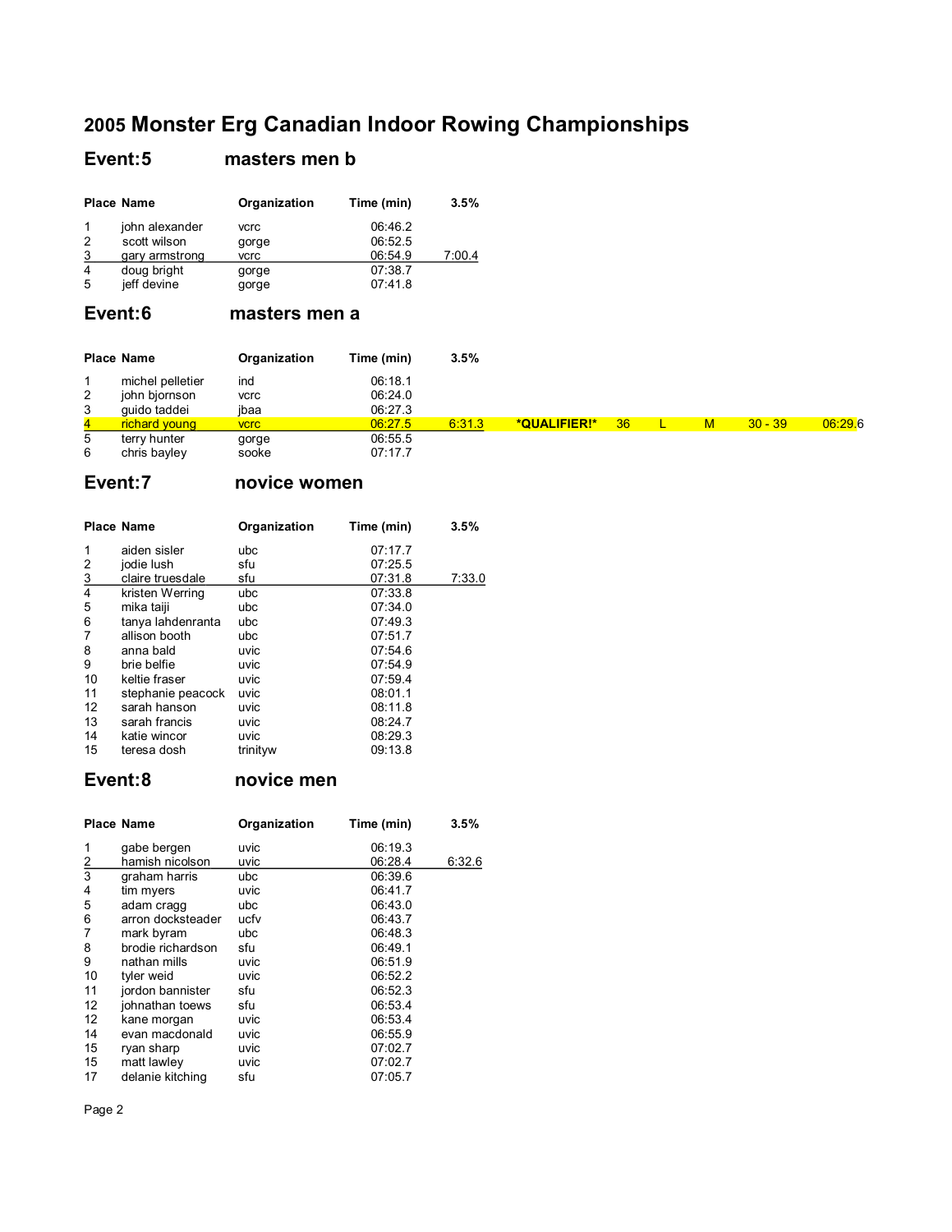# 2005 Monster Erg Canadian Indoor Rowing Championships

## Event:5 masters men b

| Place | Name | Organization | Time (min) | 3.5% |
|---|---|---|---|---|
| 1 | john alexander | vcrc | 06:46.2 | |
| 2 | scott wilson | gorge | 06:52.5 | |
| 3 | gary armstrong | vcrc | 06:54.9 | 7:00.4 |
| 4 | doug bright | gorge | 07:38.7 | |
| 5 | jeff devine | gorge | 07:41.8 | |

## Event:6 masters men a

| Place | Name | Organization | Time (min) | 3.5% | | | | | | |
|---|---|---|---|---|---|---|---|---|---|---|
| 1 | michel pelletier | ind | 06:18.1 | | | | | | | |
| 2 | john bjornson | vcrc | 06:24.0 | | | | | | | |
| 3 | guido taddei | jbaa | 06:27.3 | | | | | | | |
| 4 | richard young | vcrc | 06:27.5 | 6:31.3 | *QUALIFIER!* | 36 | L | M | 30 - 39 | 06:29.6 |
| 5 | terry hunter | gorge | 06:55.5 | | | | | | | |
| 6 | chris bayley | sooke | 07:17.7 | | | | | | | |

## Event:7 novice women

| Place | Name | Organization | Time (min) | 3.5% |
|---|---|---|---|---|
| 1 | aiden sisler | ubc | 07:17.7 | |
| 2 | jodie lush | sfu | 07:25.5 | |
| 3 | claire truesdale | sfu | 07:31.8 | 7:33.0 |
| 4 | kristen Werring | ubc | 07:33.8 | |
| 5 | mika taiji | ubc | 07:34.0 | |
| 6 | tanya lahdenranta | ubc | 07:49.3 | |
| 7 | allison booth | ubc | 07:51.7 | |
| 8 | anna bald | uvic | 07:54.6 | |
| 9 | brie belfie | uvic | 07:54.9 | |
| 10 | keltie fraser | uvic | 07:59.4 | |
| 11 | stephanie peacock | uvic | 08:01.1 | |
| 12 | sarah hanson | uvic | 08:11.8 | |
| 13 | sarah francis | uvic | 08:24.7 | |
| 14 | katie wincor | uvic | 08:29.3 | |
| 15 | teresa dosh | trinityw | 09:13.8 | |

## Event:8 novice men

| Place | Name | Organization | Time (min) | 3.5% |
|---|---|---|---|---|
| 1 | gabe bergen | uvic | 06:19.3 | |
| 2 | hamish nicolson | uvic | 06:28.4 | 6:32.6 |
| 3 | graham harris | ubc | 06:39.6 | |
| 4 | tim myers | uvic | 06:41.7 | |
| 5 | adam cragg | ubc | 06:43.0 | |
| 6 | arron docksteader | ucfv | 06:43.7 | |
| 7 | mark byram | ubc | 06:48.3 | |
| 8 | brodie richardson | sfu | 06:49.1 | |
| 9 | nathan mills | uvic | 06:51.9 | |
| 10 | tyler weid | uvic | 06:52.2 | |
| 11 | jordon bannister | sfu | 06:52.3 | |
| 12 | johnathan toews | sfu | 06:53.4 | |
| 12 | kane morgan | uvic | 06:53.4 | |
| 14 | evan macdonald | uvic | 06:55.9 | |
| 15 | ryan sharp | uvic | 07:02.7 | |
| 15 | matt lawley | uvic | 07:02.7 | |
| 17 | delanie kitching | sfu | 07:05.7 | |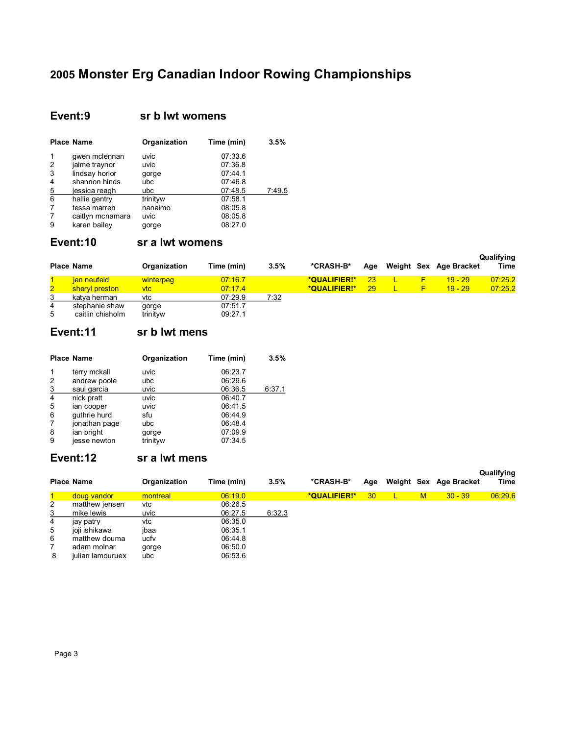# 2005 Monster Erg Canadian Indoor Rowing Championships

## Event:9 sr b lwt womens

| Place | Name | Organization | Time (min) | 3.5% |
|---|---|---|---|---|
| 1 | gwen mclennan | uvic | 07:33.6 | |
| 2 | jaime traynor | uvic | 07:36.8 | |
| 3 | lindsay horlor | gorge | 07:44.1 | |
| 4 | shannon hinds | ubc | 07:46.8 | |
| 5 | jessica reagh | ubc | 07:48.5 | 7:49.5 |
| 6 | hallie gentry | trinityw | 07:58.1 | |
| 7 | tessa marren | nanaimo | 08:05.8 | |
| 7 | caitlyn mcnamara | uvic | 08:05.8 | |
| 9 | karen bailey | gorge | 08:27.0 | |

## Event:10 sr a lwt womens

| Place | Name | Organization | Time (min) | 3.5% | *CRASH-B* | Age | Weight | Sex | Age Bracket | Qualifying Time |
|---|---|---|---|---|---|---|---|---|---|---|
| 1 | jen neufeld | winterpeg | 07:16.7 | | *QUALIFIER!* | 23 | L | F | 19 - 29 | 07:25.2 |
| 2 | sheryl preston | vtc | 07:17.4 | | *QUALIFIER!* | 29 | L | F | 19 - 29 | 07:25.2 |
| 3 | katya herman | vtc | 07:29.9 | 7:32 | | | | | | |
| 4 | stephanie shaw | gorge | 07:51.7 | | | | | | | |
| 5 | caitlin chisholm | trinityw | 09:27.1 | | | | | | | |

## Event:11 sr b lwt mens

| Place | Name | Organization | Time (min) | 3.5% |
|---|---|---|---|---|
| 1 | terry mckall | uvic | 06:23.7 | |
| 2 | andrew poole | ubc | 06:29.6 | |
| 3 | saul garcia | uvic | 06:36.5 | 6:37.1 |
| 4 | nick pratt | uvic | 06:40.7 | |
| 5 | ian cooper | uvic | 06:41.5 | |
| 6 | guthrie hurd | sfu | 06:44.9 | |
| 7 | jonathan page | ubc | 06:48.4 | |
| 8 | ian bright | gorge | 07:09.9 | |
| 9 | jesse newton | trinityw | 07:34.5 | |

## Event:12 sr a lwt mens

| Place | Name | Organization | Time (min) | 3.5% | *CRASH-B* | Age | Weight | Sex | Age Bracket | Qualifying Time |
|---|---|---|---|---|---|---|---|---|---|---|
| 1 | doug vandor | montreal | 06:19.0 | | *QUALIFIER!* | 30 | L | M | 30 - 39 | 06:29.6 |
| 2 | matthew jensen | vtc | 06:26.5 | | | | | | | |
| 3 | mike lewis | uvic | 06:27.5 | 6:32.3 | | | | | | |
| 4 | jay patry | vtc | 06:35.0 | | | | | | | |
| 5 | joji ishikawa | jbaa | 06:35.1 | | | | | | | |
| 6 | matthew douma | ucfv | 06:44.8 | | | | | | | |
| 7 | adam molnar | gorge | 06:50.0 | | | | | | | |
| 8 | julian lamouruex | ubc | 06:53.6 | | | | | | | |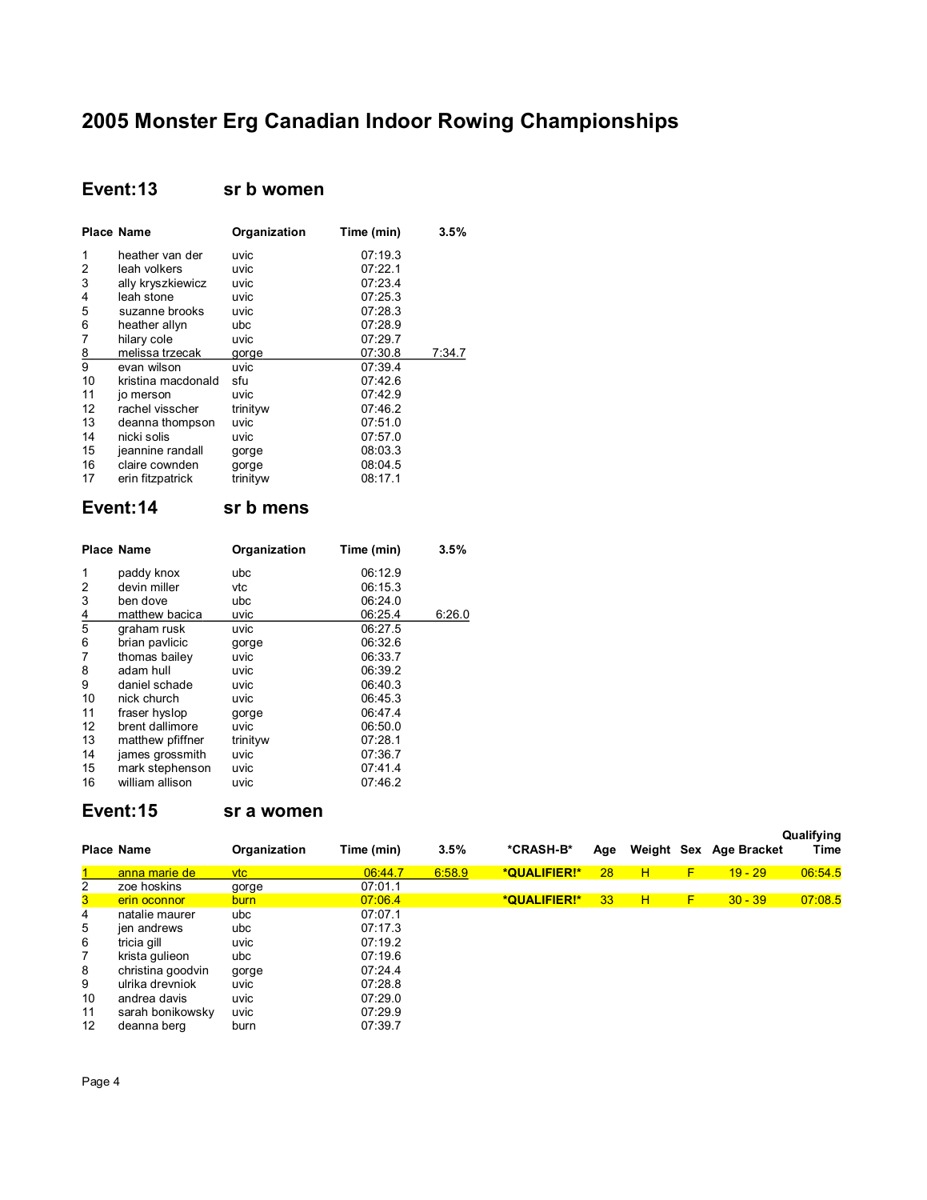# 2005 Monster Erg Canadian Indoor Rowing Championships

## Event:13 sr b women

| Place | Name | Organization | Time (min) | 3.5% |
|---|---|---|---|---|
| 1 | heather van der | uvic | 07:19.3 | |
| 2 | leah volkers | uvic | 07:22.1 | |
| 3 | ally kryszkiewicz | uvic | 07:23.4 | |
| 4 | leah stone | uvic | 07:25.3 | |
| 5 | suzanne brooks | uvic | 07:28.3 | |
| 6 | heather allyn | ubc | 07:28.9 | |
| 7 | hilary cole | uvic | 07:29.7 | |
| 8 | melissa trzecak | gorge | 07:30.8 | 7:34.7 |
| 9 | evan wilson | uvic | 07:39.4 | |
| 10 | kristina macdonald | sfu | 07:42.6 | |
| 11 | jo merson | uvic | 07:42.9 | |
| 12 | rachel visscher | trinityw | 07:46.2 | |
| 13 | deanna thompson | uvic | 07:51.0 | |
| 14 | nicki solis | uvic | 07:57.0 | |
| 15 | jeannine randall | gorge | 08:03.3 | |
| 16 | claire cownden | gorge | 08:04.5 | |
| 17 | erin fitzpatrick | trinityw | 08:17.1 | |

## Event:14 sr b mens

| Place | Name | Organization | Time (min) | 3.5% |
|---|---|---|---|---|
| 1 | paddy knox | ubc | 06:12.9 | |
| 2 | devin miller | vtc | 06:15.3 | |
| 3 | ben dove | ubc | 06:24.0 | |
| 4 | matthew bacica | uvic | 06:25.4 | 6:26.0 |
| 5 | graham rusk | uvic | 06:27.5 | |
| 6 | brian pavlicic | gorge | 06:32.6 | |
| 7 | thomas bailey | uvic | 06:33.7 | |
| 8 | adam hull | uvic | 06:39.2 | |
| 9 | daniel schade | uvic | 06:40.3 | |
| 10 | nick church | uvic | 06:45.3 | |
| 11 | fraser hyslop | gorge | 06:47.4 | |
| 12 | brent dallimore | uvic | 06:50.0 | |
| 13 | matthew pfiffner | trinityw | 07:28.1 | |
| 14 | james grossmith | uvic | 07:36.7 | |
| 15 | mark stephenson | uvic | 07:41.4 | |
| 16 | william allison | uvic | 07:46.2 | |

## Event:15 sr a women

| Place | Name | Organization | Time (min) | 3.5% | *CRASH-B* | Age | Weight | Sex | Age Bracket | Qualifying Time |
|---|---|---|---|---|---|---|---|---|---|---|
| 1 | anna marie de | vtc | 06:44.7 | 6:58.9 | *QUALIFIER!* | 28 | H | F | 19 - 29 | 06:54.5 |
| 2 | zoe hoskins | gorge | 07:01.1 | | | | | | | |
| 3 | erin oconnor | burn | 07:06.4 | | *QUALIFIER!* | 33 | H | F | 30 - 39 | 07:08.5 |
| 4 | natalie maurer | ubc | 07:07.1 | | | | | | | |
| 5 | jen andrews | ubc | 07:17.3 | | | | | | | |
| 6 | tricia gill | uvic | 07:19.2 | | | | | | | |
| 7 | krista gulieon | ubc | 07:19.6 | | | | | | | |
| 8 | christina goodvin | gorge | 07:24.4 | | | | | | | |
| 9 | ulrika drevniok | uvic | 07:28.8 | | | | | | | |
| 10 | andrea davis | uvic | 07:29.0 | | | | | | | |
| 11 | sarah bonikowsky | uvic | 07:29.9 | | | | | | | |
| 12 | deanna berg | burn | 07:39.7 | | | | | | | |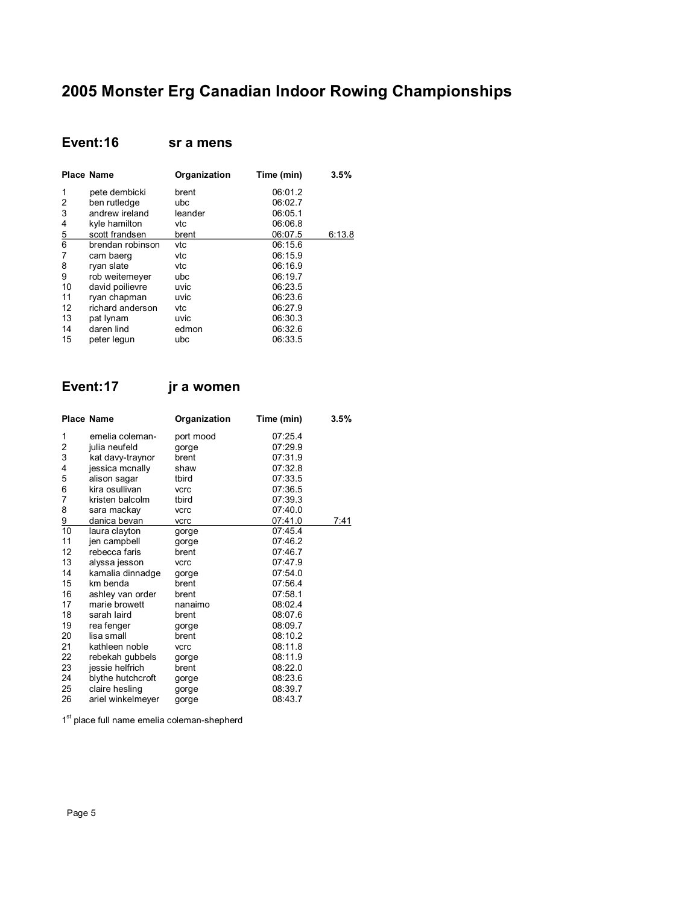# 2005 Monster Erg Canadian Indoor Rowing Championships

## Event:16 sr a mens

| Place | Name | Organization | Time (min) | 3.5% |
|---|---|---|---|---|
| 1 | pete dembicki | brent | 06:01.2 | |
| 2 | ben rutledge | ubc | 06:02.7 | |
| 3 | andrew ireland | leander | 06:05.1 | |
| 4 | kyle hamilton | vtc | 06:06.8 | |
| 5 | scott frandsen | brent | 06:07.5 | 6:13.8 |
| 6 | brendan robinson | vtc | 06:15.6 | |
| 7 | cam baerg | vtc | 06:15.9 | |
| 8 | ryan slate | vtc | 06:16.9 | |
| 9 | rob weitemeyer | ubc | 06:19.7 | |
| 10 | david poilievre | uvic | 06:23.5 | |
| 11 | ryan chapman | uvic | 06:23.6 | |
| 12 | richard anderson | vtc | 06:27.9 | |
| 13 | pat lynam | uvic | 06:30.3 | |
| 14 | daren lind | edmon | 06:32.6 | |
| 15 | peter legun | ubc | 06:33.5 | |

## Event:17 jr a women

| Place | Name | Organization | Time (min) | 3.5% |
|---|---|---|---|---|
| 1 | emelia coleman- | port mood | 07:25.4 | |
| 2 | julia neufeld | gorge | 07:29.9 | |
| 3 | kat davy-traynor | brent | 07:31.9 | |
| 4 | jessica mcnally | shaw | 07:32.8 | |
| 5 | alison sagar | tbird | 07:33.5 | |
| 6 | kira osullivan | vcrc | 07:36.5 | |
| 7 | kristen balcolm | tbird | 07:39.3 | |
| 8 | sara mackay | vcrc | 07:40.0 | |
| 9 | danica bevan | vcrc | 07:41.0 | 7:41 |
| 10 | laura clayton | gorge | 07:45.4 | |
| 11 | jen campbell | gorge | 07:46.2 | |
| 12 | rebecca faris | brent | 07:46.7 | |
| 13 | alyssa jesson | vcrc | 07:47.9 | |
| 14 | kamalia dinnadge | gorge | 07:54.0 | |
| 15 | km benda | brent | 07:56.4 | |
| 16 | ashley van order | brent | 07:58.1 | |
| 17 | marie browett | nanaimo | 08:02.4 | |
| 18 | sarah laird | brent | 08:07.6 | |
| 19 | rea fenger | gorge | 08:09.7 | |
| 20 | lisa small | brent | 08:10.2 | |
| 21 | kathleen noble | vcrc | 08:11.8 | |
| 22 | rebekah gubbels | gorge | 08:11.9 | |
| 23 | jessie helfrich | brent | 08:22.0 | |
| 24 | blythe hutchcroft | gorge | 08:23.6 | |
| 25 | claire hesling | gorge | 08:39.7 | |
| 26 | ariel winkelmeyer | gorge | 08:43.7 | |

1st place full name emelia coleman-shepherd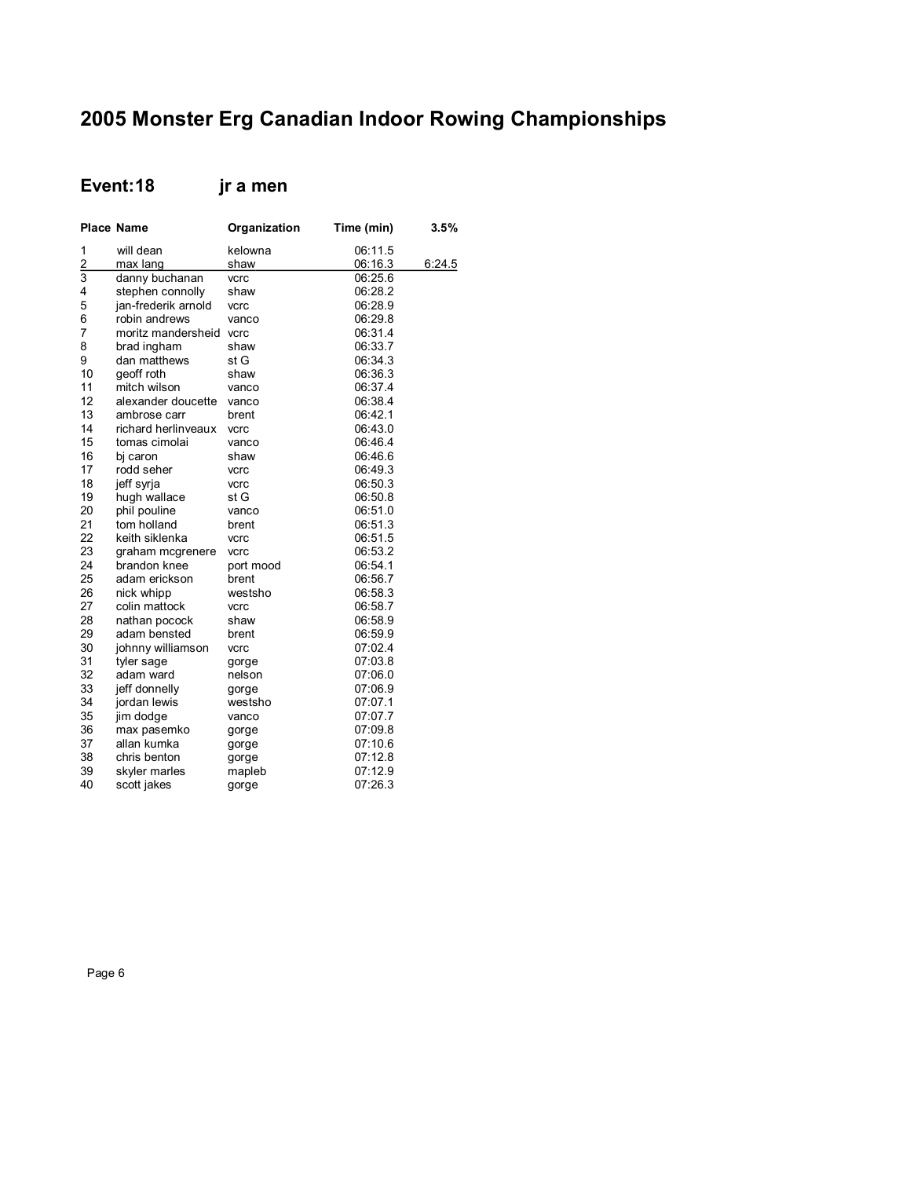# 2005 Monster Erg Canadian Indoor Rowing Championships

## Event:18 jr a men

| Place | Name | Organization | Time (min) | 3.5% |
|---|---|---|---|---|
| 1 | will dean | kelowna | 06:11.5 | |
| 2 | max lang | shaw | 06:16.3 | 6:24.5 |
| 3 | danny buchanan | vcrc | 06:25.6 | |
| 4 | stephen connolly | shaw | 06:28.2 | |
| 5 | jan-frederik arnold | vcrc | 06:28.9 | |
| 6 | robin andrews | vanco | 06:29.8 | |
| 7 | moritz mandersheid | vcrc | 06:31.4 | |
| 8 | brad ingham | shaw | 06:33.7 | |
| 9 | dan matthews | st G | 06:34.3 | |
| 10 | geoff roth | shaw | 06:36.3 | |
| 11 | mitch wilson | vanco | 06:37.4 | |
| 12 | alexander doucette | vanco | 06:38.4 | |
| 13 | ambrose carr | brent | 06:42.1 | |
| 14 | richard herlinveaux | vcrc | 06:43.0 | |
| 15 | tomas cimolai | vanco | 06:46.4 | |
| 16 | bj caron | shaw | 06:46.6 | |
| 17 | rodd seher | vcrc | 06:49.3 | |
| 18 | jeff syrja | vcrc | 06:50.3 | |
| 19 | hugh wallace | st G | 06:50.8 | |
| 20 | phil pouline | vanco | 06:51.0 | |
| 21 | tom holland | brent | 06:51.3 | |
| 22 | keith siklenka | vcrc | 06:51.5 | |
| 23 | graham mcgrenere | vcrc | 06:53.2 | |
| 24 | brandon knee | port mood | 06:54.1 | |
| 25 | adam erickson | brent | 06:56.7 | |
| 26 | nick whipp | westsho | 06:58.3 | |
| 27 | colin mattock | vcrc | 06:58.7 | |
| 28 | nathan pocock | shaw | 06:58.9 | |
| 29 | adam bensted | brent | 06:59.9 | |
| 30 | johnny williamson | vcrc | 07:02.4 | |
| 31 | tyler sage | gorge | 07:03.8 | |
| 32 | adam ward | nelson | 07:06.0 | |
| 33 | jeff donnelly | gorge | 07:06.9 | |
| 34 | jordan lewis | westsho | 07:07.1 | |
| 35 | jim dodge | vanco | 07:07.7 | |
| 36 | max pasemko | gorge | 07:09.8 | |
| 37 | allan kumka | gorge | 07:10.6 | |
| 38 | chris benton | gorge | 07:12.8 | |
| 39 | skyler marles | mapleb | 07:12.9 | |
| 40 | scott jakes | gorge | 07:26.3 | |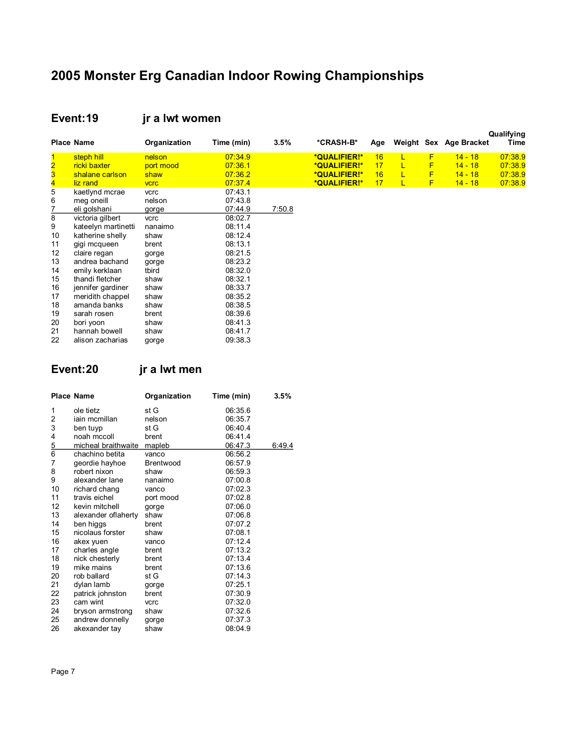# 2005 Monster Erg Canadian Indoor Rowing Championships

## Event:19 jr a lwt women

| Place | Name | Organization | Time (min) | 3.5% | *CRASH-B* | Age | Weight | Sex | Age Bracket | Qualifying Time |
|---|---|---|---|---|---|---|---|---|---|---|
| 1 | steph hill | nelson | 07:34.9 | | *QUALIFIER!* | 16 | L | F | 14 - 18 | 07:38.9 |
| 2 | ricki baxter | port mood | 07:36.1 | | *QUALIFIER!* | 17 | L | F | 14 - 18 | 07:38.9 |
| 3 | shalane carlson | shaw | 07:36.2 | | *QUALIFIER!* | 16 | L | F | 14 - 18 | 07:38.9 |
| 4 | liz rand | vcrc | 07:37.4 | | *QUALIFIER!* | 17 | L | F | 14 - 18 | 07:38.9 |
| 5 | kaetlynd mcrae | vcrc | 07:43.1 | | | | | | | |
| 6 | meg oneill | nelson | 07:43.8 | | | | | | | |
| 7 | eli golshani | gorge | 07:44.9 | 7:50.8 | | | | | | |
| 8 | victoria gilbert | vcrc | 08:02.7 | | | | | | | |
| 9 | kateelyn martinetti | nanaimo | 08:11.4 | | | | | | | |
| 10 | katherine shelly | shaw | 08:12.4 | | | | | | | |
| 11 | gigi mcqueen | brent | 08:13.1 | | | | | | | |
| 12 | claire regan | gorge | 08:21.5 | | | | | | | |
| 13 | andrea bachand | gorge | 08:23.2 | | | | | | | |
| 14 | emily kerklaan | tbird | 08:32.0 | | | | | | | |
| 15 | thandi fletcher | shaw | 08:32.1 | | | | | | | |
| 16 | jennifer gardiner | shaw | 08:33.7 | | | | | | | |
| 17 | meridith chappel | shaw | 08:35.2 | | | | | | | |
| 18 | amanda banks | shaw | 08:38.5 | | | | | | | |
| 19 | sarah rosen | brent | 08:39.6 | | | | | | | |
| 20 | bori yoon | shaw | 08:41.3 | | | | | | | |
| 21 | hannah bowell | shaw | 08:41.7 | | | | | | | |
| 22 | alison zacharias | gorge | 09:38.3 | | | | | | | |

## Event:20 jr a lwt men

| Place | Name | Organization | Time (min) | 3.5% |
|---|---|---|---|---|
| 1 | ole tietz | st G | 06:35.6 | |
| 2 | iain mcmillan | nelson | 06:35.7 | |
| 3 | ben tuyp | st G | 06:40.4 | |
| 4 | noah mccoll | brent | 06:41.4 | |
| 5 | micheal braithwaite | mapleb | 06:47.3 | 6:49.4 |
| 6 | chachino betita | vanco | 06:56.2 | |
| 7 | geordie hayhoe | Brentwood | 06:57.9 | |
| 8 | robert nixon | shaw | 06:59.3 | |
| 9 | alexander lane | nanaimo | 07:00.8 | |
| 10 | richard chang | vanco | 07:02.3 | |
| 11 | travis eichel | port mood | 07:02.8 | |
| 12 | kevin mitchell | gorge | 07:06.0 | |
| 13 | alexander oflaherty | shaw | 07:06.8 | |
| 14 | ben higgs | brent | 07:07.2 | |
| 15 | nicolaus forster | shaw | 07:08.1 | |
| 16 | akex yuen | vanco | 07:12.4 | |
| 17 | charles angle | brent | 07:13.2 | |
| 18 | nick chesterly | brent | 07:13.4 | |
| 19 | mike mains | brent | 07:13.6 | |
| 20 | rob ballard | st G | 07:14.3 | |
| 21 | dylan lamb | gorge | 07:25.1 | |
| 22 | patrick johnston | brent | 07:30.9 | |
| 23 | cam wint | vcrc | 07:32.0 | |
| 24 | bryson armstrong | shaw | 07:32.6 | |
| 25 | andrew donnelly | gorge | 07:37.3 | |
| 26 | akexander tay | shaw | 08:04.9 | |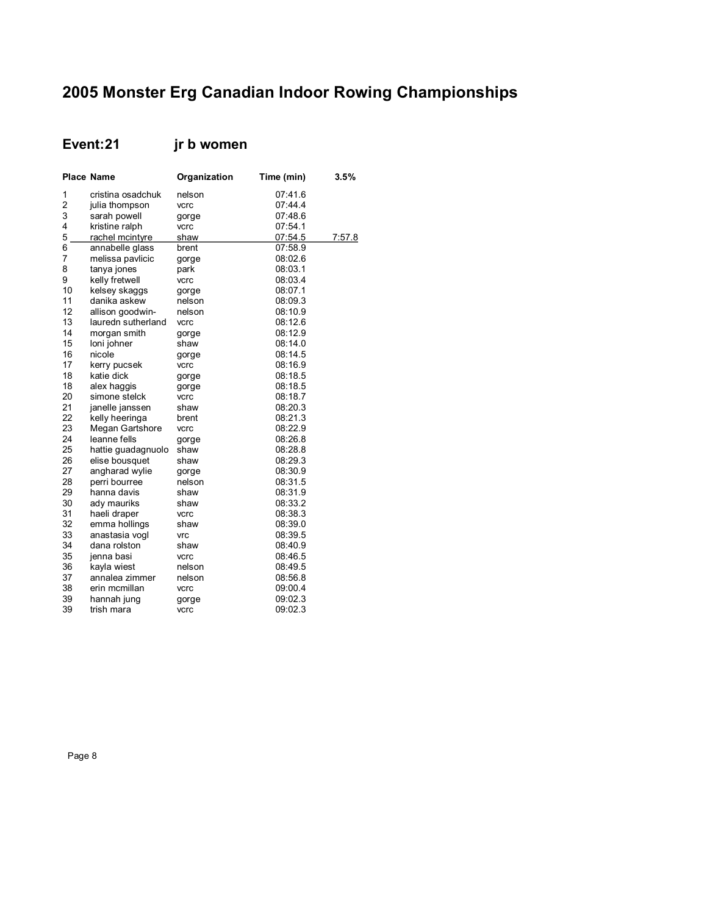# 2005 Monster Erg Canadian Indoor Rowing Championships

## Event:21 jr b women

| Place | Name | Organization | Time (min) | 3.5% |
|---|---|---|---|---|
| 1 | cristina osadchuk | nelson | 07:41.6 | |
| 2 | julia thompson | vcrc | 07:44.4 | |
| 3 | sarah powell | gorge | 07:48.6 | |
| 4 | kristine ralph | vcrc | 07:54.1 | |
| 5 | rachel mcintyre | shaw | 07:54.5 | 7:57.8 |
| 6 | annabelle glass | brent | 07:58.9 | |
| 7 | melissa pavlicic | gorge | 08:02.6 | |
| 8 | tanya jones | park | 08:03.1 | |
| 9 | kelly fretwell | vcrc | 08:03.4 | |
| 10 | kelsey skaggs | gorge | 08:07.1 | |
| 11 | danika askew | nelson | 08:09.3 | |
| 12 | allison goodwin- | nelson | 08:10.9 | |
| 13 | lauredn sutherland | vcrc | 08:12.6 | |
| 14 | morgan smith | gorge | 08:12.9 | |
| 15 | loni johner | shaw | 08:14.0 | |
| 16 | nicole | gorge | 08:14.5 | |
| 17 | kerry pucsek | vcrc | 08:16.9 | |
| 18 | katie dick | gorge | 08:18.5 | |
| 18 | alex haggis | gorge | 08:18.5 | |
| 20 | simone stelck | vcrc | 08:18.7 | |
| 21 | janelle janssen | shaw | 08:20.3 | |
| 22 | kelly heeringa | brent | 08:21.3 | |
| 23 | Megan Gartshore | vcrc | 08:22.9 | |
| 24 | leanne fells | gorge | 08:26.8 | |
| 25 | hattie guadagnuolo | shaw | 08:28.8 | |
| 26 | elise bousquet | shaw | 08:29.3 | |
| 27 | angharad wylie | gorge | 08:30.9 | |
| 28 | perri bourree | nelson | 08:31.5 | |
| 29 | hanna davis | shaw | 08:31.9 | |
| 30 | ady mauriks | shaw | 08:33.2 | |
| 31 | haeli draper | vcrc | 08:38.3 | |
| 32 | emma hollings | shaw | 08:39.0 | |
| 33 | anastasia vogl | vrc | 08:39.5 | |
| 34 | dana rolston | shaw | 08:40.9 | |
| 35 | jenna basi | vcrc | 08:46.5 | |
| 36 | kayla wiest | nelson | 08:49.5 | |
| 37 | annalea zimmer | nelson | 08:56.8 | |
| 38 | erin mcmillan | vcrc | 09:00.4 | |
| 39 | hannah jung | gorge | 09:02.3 | |
| 39 | trish mara | vcrc | 09:02.3 | |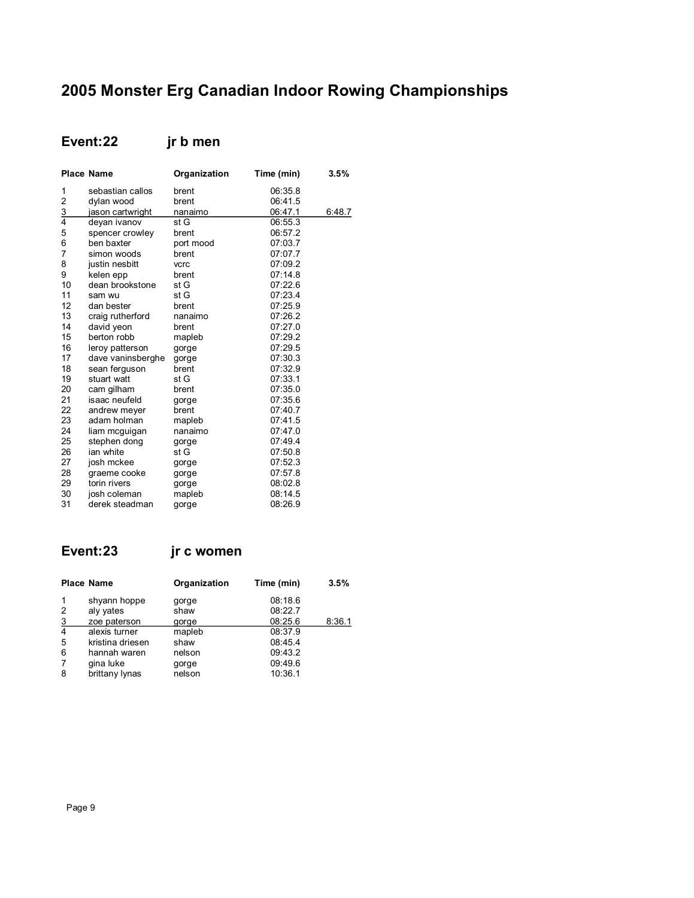# 2005 Monster Erg Canadian Indoor Rowing Championships

## Event:22 jr b men

| Place | Name | Organization | Time (min) | 3.5% |
|---|---|---|---|---|
| 1 | sebastian callos | brent | 06:35.8 | |
| 2 | dylan wood | brent | 06:41.5 | |
| 3 | jason cartwright | nanaimo | 06:47.1 | 6:48.7 |
| 4 | deyan ivanov | st G | 06:55.3 | |
| 5 | spencer crowley | brent | 06:57.2 | |
| 6 | ben baxter | port mood | 07:03.7 | |
| 7 | simon woods | brent | 07:07.7 | |
| 8 | justin nesbitt | vcrc | 07:09.2 | |
| 9 | kelen epp | brent | 07:14.8 | |
| 10 | dean brookstone | st G | 07:22.6 | |
| 11 | sam wu | st G | 07:23.4 | |
| 12 | dan bester | brent | 07:25.9 | |
| 13 | craig rutherford | nanaimo | 07:26.2 | |
| 14 | david yeon | brent | 07:27.0 | |
| 15 | berton robb | mapleb | 07:29.2 | |
| 16 | leroy patterson | gorge | 07:29.5 | |
| 17 | dave vaninsberghe | gorge | 07:30.3 | |
| 18 | sean ferguson | brent | 07:32.9 | |
| 19 | stuart watt | st G | 07:33.1 | |
| 20 | cam gilham | brent | 07:35.0 | |
| 21 | isaac neufeld | gorge | 07:35.6 | |
| 22 | andrew meyer | brent | 07:40.7 | |
| 23 | adam holman | mapleb | 07:41.5 | |
| 24 | liam mcguigan | nanaimo | 07:47.0 | |
| 25 | stephen dong | gorge | 07:49.4 | |
| 26 | ian white | st G | 07:50.8 | |
| 27 | josh mckee | gorge | 07:52.3 | |
| 28 | graeme cooke | gorge | 07:57.8 | |
| 29 | torin rivers | gorge | 08:02.8 | |
| 30 | josh coleman | mapleb | 08:14.5 | |
| 31 | derek steadman | gorge | 08:26.9 | |

## Event:23 jr c women

| Place | Name | Organization | Time (min) | 3.5% |
|---|---|---|---|---|
| 1 | shyann hoppe | gorge | 08:18.6 | |
| 2 | aly yates | shaw | 08:22.7 | |
| 3 | zoe paterson | gorge | 08:25.6 | 8:36.1 |
| 4 | alexis turner | mapleb | 08:37.9 | |
| 5 | kristina driesen | shaw | 08:45.4 | |
| 6 | hannah waren | nelson | 09:43.2 | |
| 7 | gina luke | gorge | 09:49.6 | |
| 8 | brittany lynas | nelson | 10:36.1 | |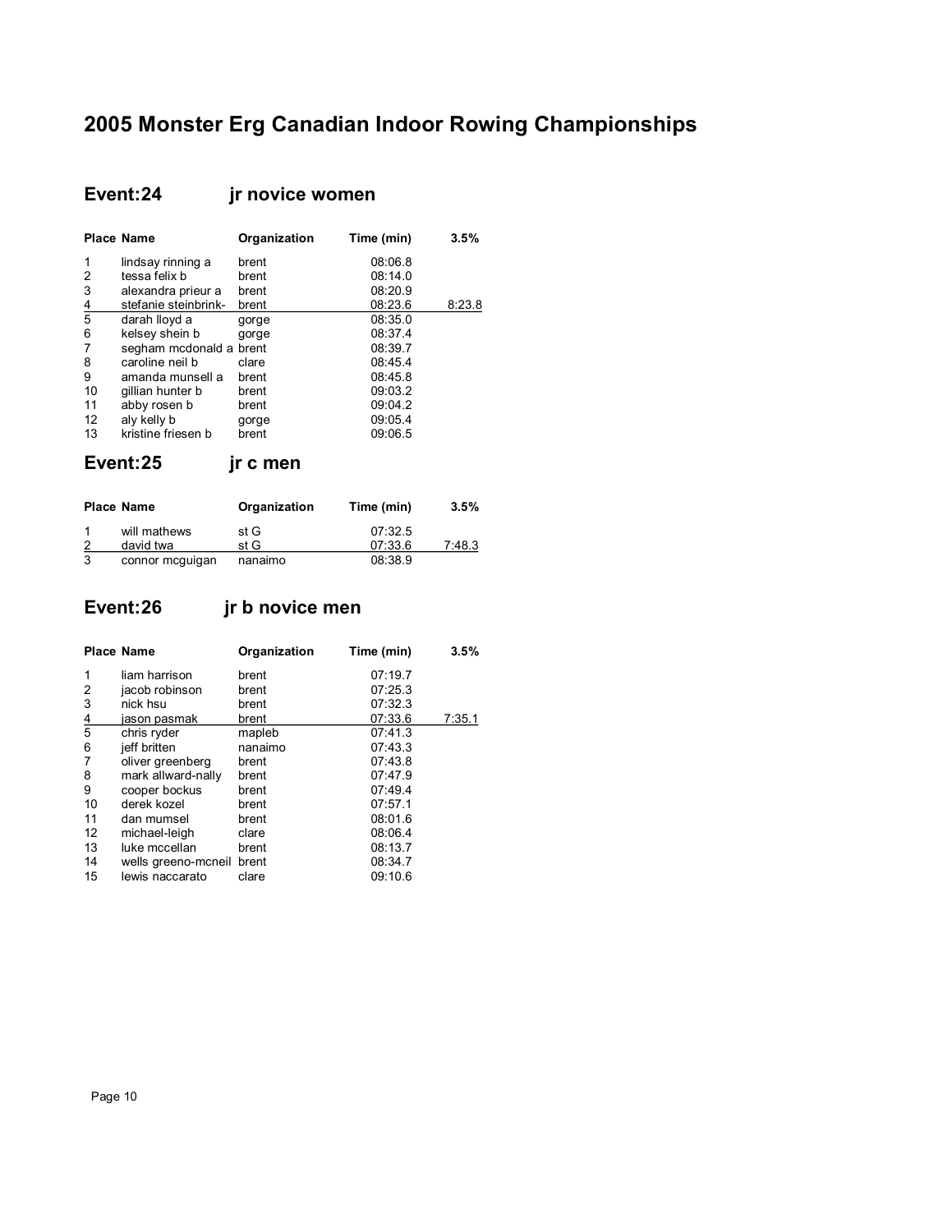# 2005 Monster Erg Canadian Indoor Rowing Championships

## Event:24 jr novice women

| Place | Name | Organization | Time (min) | 3.5% |
|---|---|---|---|---|
| 1 | lindsay rinning a | brent | 08:06.8 | |
| 2 | tessa felix b | brent | 08:14.0 | |
| 3 | alexandra prieur a | brent | 08:20.9 | |
| 4 | stefanie steinbrink- | brent | 08:23.6 | 8:23.8 |
| 5 | darah lloyd a | gorge | 08:35.0 | |
| 6 | kelsey shein b | gorge | 08:37.4 | |
| 7 | segham mcdonald a | brent | 08:39.7 | |
| 8 | caroline neil b | clare | 08:45.4 | |
| 9 | amanda munsell a | brent | 08:45.8 | |
| 10 | gillian hunter b | brent | 09:03.2 | |
| 11 | abby rosen b | brent | 09:04.2 | |
| 12 | aly kelly b | gorge | 09:05.4 | |
| 13 | kristine friesen b | brent | 09:06.5 | |

## Event:25 jr c men

| Place | Name | Organization | Time (min) | 3.5% |
|---|---|---|---|---|
| 1 | will mathews | st G | 07:32.5 | |
| 2 | david twa | st G | 07:33.6 | 7:48.3 |
| 3 | connor mcguigan | nanaimo | 08:38.9 | |

## Event:26 jr b novice men

| Place | Name | Organization | Time (min) | 3.5% |
|---|---|---|---|---|
| 1 | liam harrison | brent | 07:19.7 | |
| 2 | jacob robinson | brent | 07:25.3 | |
| 3 | nick hsu | brent | 07:32.3 | |
| 4 | jason pasmak | brent | 07:33.6 | 7:35.1 |
| 5 | chris ryder | mapleb | 07:41.3 | |
| 6 | jeff britten | nanaimo | 07:43.3 | |
| 7 | oliver greenberg | brent | 07:43.8 | |
| 8 | mark allward-nally | brent | 07:47.9 | |
| 9 | cooper bockus | brent | 07:49.4 | |
| 10 | derek kozel | brent | 07:57.1 | |
| 11 | dan mumsel | brent | 08:01.6 | |
| 12 | michael-leigh | clare | 08:06.4 | |
| 13 | luke mccellan | brent | 08:13.7 | |
| 14 | wells greeno-mcneil | brent | 08:34.7 | |
| 15 | lewis naccarato | clare | 09:10.6 | |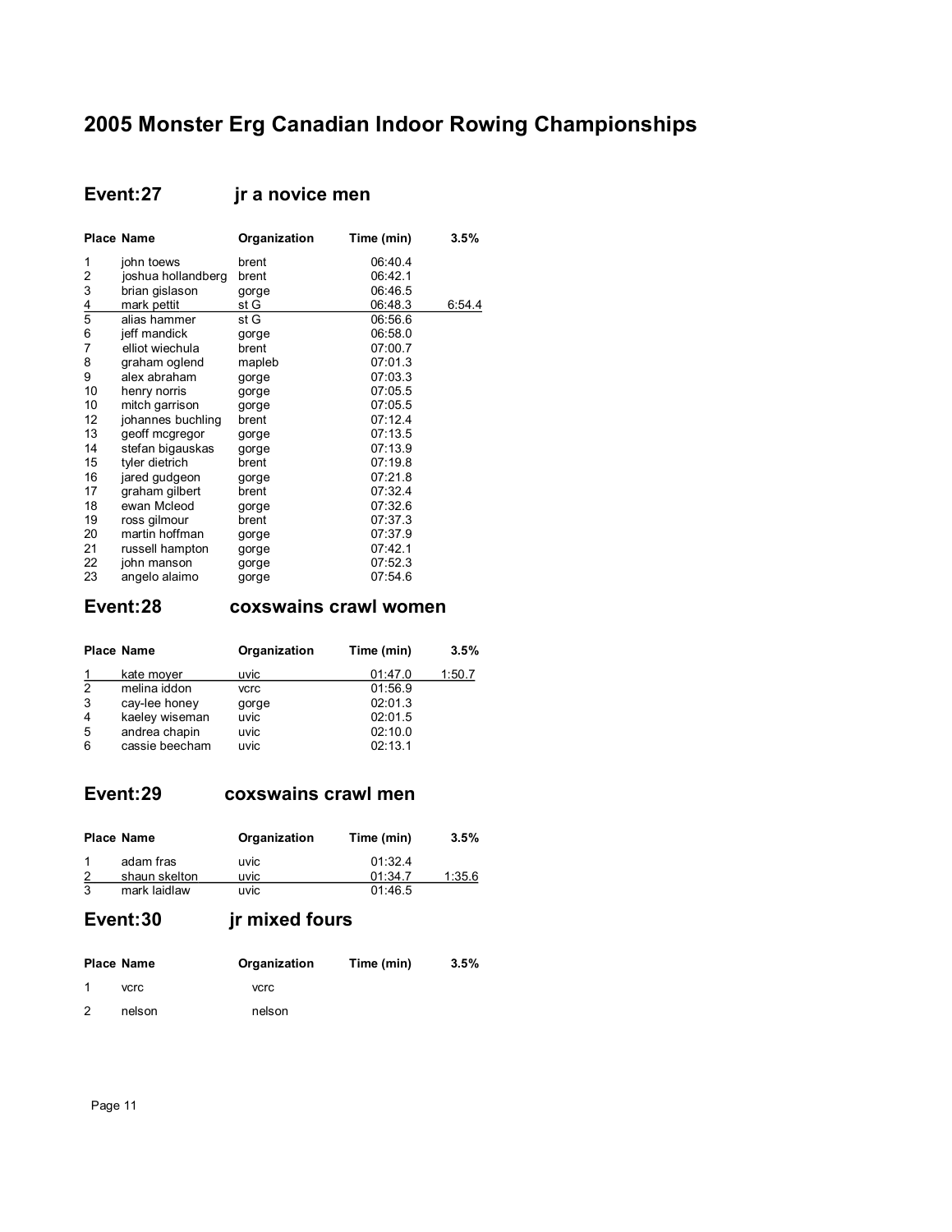# 2005 Monster Erg Canadian Indoor Rowing Championships

## Event:27 jr a novice men

| Place | Name | Organization | Time (min) | 3.5% |
|---|---|---|---|---|
| 1 | john toews | brent | 06:40.4 | |
| 2 | joshua hollandberg | brent | 06:42.1 | |
| 3 | brian gislason | gorge | 06:46.5 | |
| 4 | mark pettit | st G | 06:48.3 | 6:54.4 |
| 5 | alias hammer | st G | 06:56.6 | |
| 6 | jeff mandick | gorge | 06:58.0 | |
| 7 | elliot wiechula | brent | 07:00.7 | |
| 8 | graham oglend | mapleb | 07:01.3 | |
| 9 | alex abraham | gorge | 07:03.3 | |
| 10 | henry norris | gorge | 07:05.5 | |
| 10 | mitch garrison | gorge | 07:05.5 | |
| 12 | johannes buchling | brent | 07:12.4 | |
| 13 | geoff mcgregor | gorge | 07:13.5 | |
| 14 | stefan bigauskas | gorge | 07:13.9 | |
| 15 | tyler dietrich | brent | 07:19.8 | |
| 16 | jared gudgeon | gorge | 07:21.8 | |
| 17 | graham gilbert | brent | 07:32.4 | |
| 18 | ewan Mcleod | gorge | 07:32.6 | |
| 19 | ross gilmour | brent | 07:37.3 | |
| 20 | martin hoffman | gorge | 07:37.9 | |
| 21 | russell hampton | gorge | 07:42.1 | |
| 22 | john manson | gorge | 07:52.3 | |
| 23 | angelo alaimo | gorge | 07:54.6 | |

## Event:28 coxswains crawl women

| Place | Name | Organization | Time (min) | 3.5% |
|---|---|---|---|---|
| 1 | kate moyer | uvic | 01:47.0 | 1:50.7 |
| 2 | melina iddon | vcrc | 01:56.9 | |
| 3 | cay-lee honey | gorge | 02:01.3 | |
| 4 | kaeley wiseman | uvic | 02:01.5 | |
| 5 | andrea chapin | uvic | 02:10.0 | |
| 6 | cassie beecham | uvic | 02:13.1 | |

## Event:29 coxswains crawl men

| Place | Name | Organization | Time (min) | 3.5% |
|---|---|---|---|---|
| 1 | adam fras | uvic | 01:32.4 | |
| 2 | shaun skelton | uvic | 01:34.7 | 1:35.6 |
| 3 | mark laidlaw | uvic | 01:46.5 | |

## Event:30 jr mixed fours

| Place | Name | Organization | Time (min) | 3.5% |
|---|---|---|---|---|
| 1 | vcrc | vcrc | | |
| 2 | nelson | nelson | | |